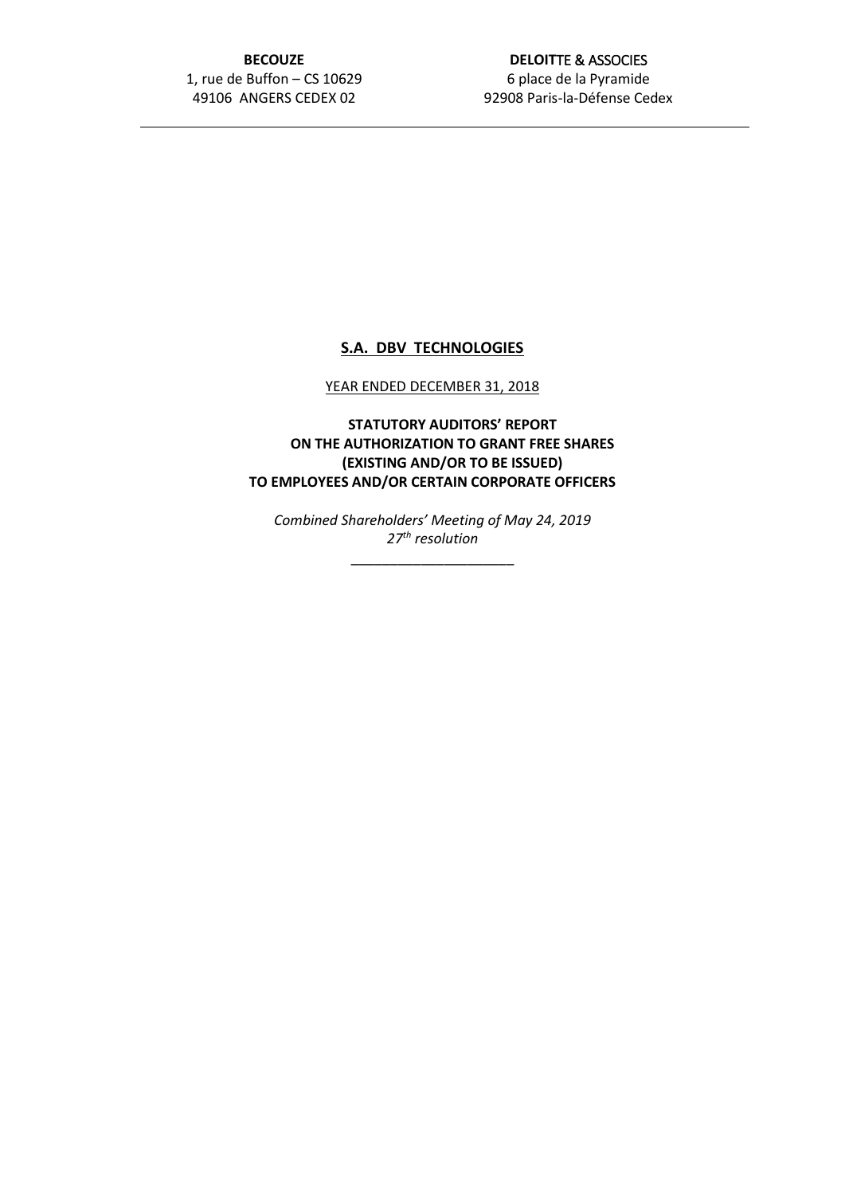**BECOUZE**
1, rue de Buffon – CS 10629
49106 ANGERS CEDEX 02

**DELOITTE & ASSOCIES**
6 place de la Pyramide
92908 Paris-la-Défense Cedex

---

# S.A. DBV TECHNOLOGIES

YEAR ENDED DECEMBER 31, 2018

## STATUTORY AUDITORS' REPORT ON THE AUTHORIZATION TO GRANT FREE SHARES (EXISTING AND/OR TO BE ISSUED) TO EMPLOYEES AND/OR CERTAIN CORPORATE OFFICERS

*Combined Shareholders' Meeting of May 24, 2019*
*27th resolution*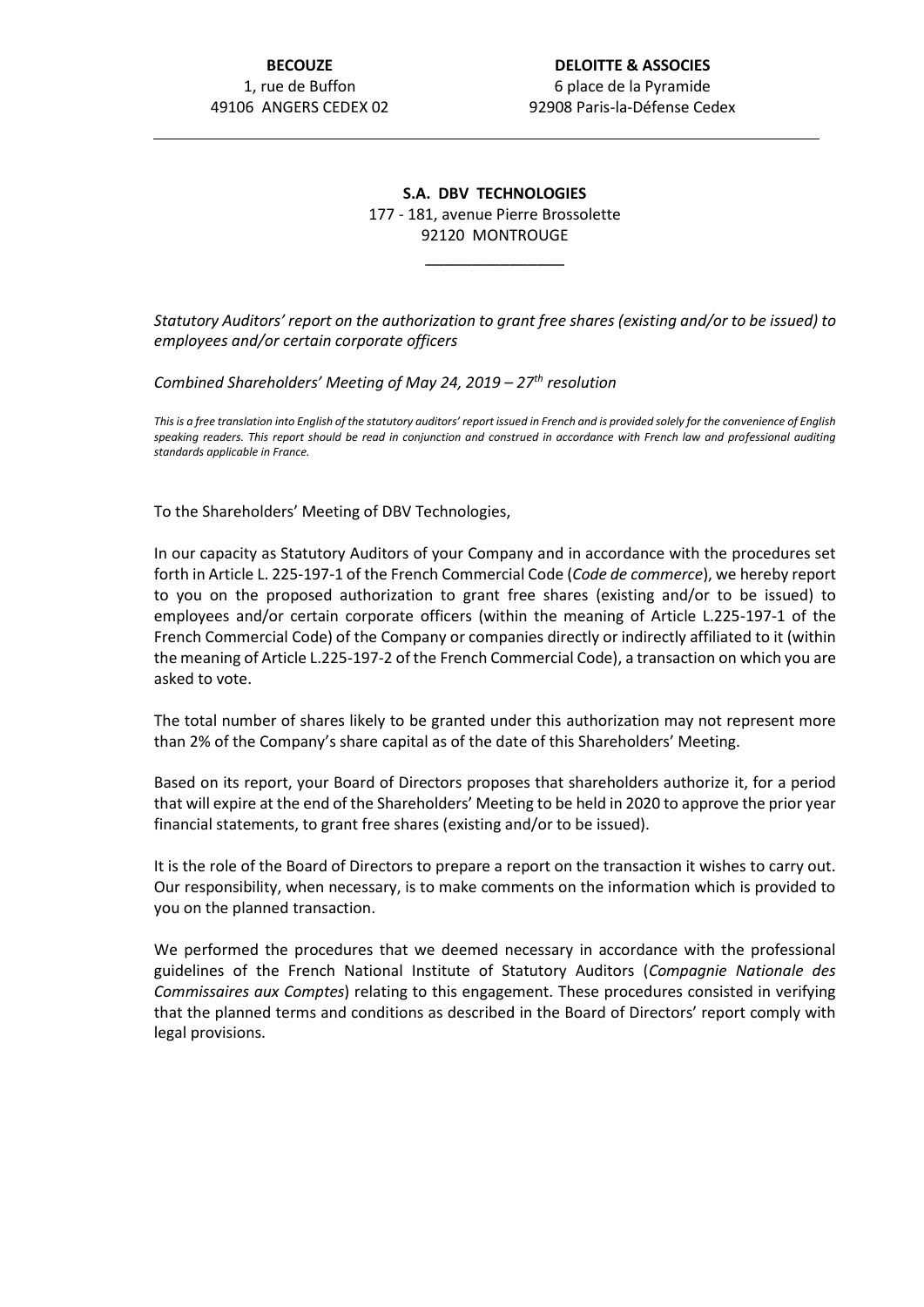**BECOUZE**
1, rue de Buffon
49106 ANGERS CEDEX 02

**DELOITTE & ASSOCIES**
6 place de la Pyramide
92908 Paris-la-Défense Cedex

---

**S.A. DBV TECHNOLOGIES**
177 - 181, avenue Pierre Brossolette
92120 MONTROUGE

\_\_\_\_\_\_\_\_\_\_\_\_\_\_\_\_

*Statutory Auditors' report on the authorization to grant free shares (existing and/or to be issued) to employees and/or certain corporate officers*

*Combined Shareholders' Meeting of May 24, 2019 – 27th resolution*

*This is a free translation into English of the statutory auditors' report issued in French and is provided solely for the convenience of English speaking readers. This report should be read in conjunction and construed in accordance with French law and professional auditing standards applicable in France.*

To the Shareholders' Meeting of DBV Technologies,

In our capacity as Statutory Auditors of your Company and in accordance with the procedures set forth in Article L. 225-197-1 of the French Commercial Code (*Code de commerce*), we hereby report to you on the proposed authorization to grant free shares (existing and/or to be issued) to employees and/or certain corporate officers (within the meaning of Article L.225-197-1 of the French Commercial Code) of the Company or companies directly or indirectly affiliated to it (within the meaning of Article L.225-197-2 of the French Commercial Code), a transaction on which you are asked to vote.

The total number of shares likely to be granted under this authorization may not represent more than 2% of the Company's share capital as of the date of this Shareholders' Meeting.

Based on its report, your Board of Directors proposes that shareholders authorize it, for a period that will expire at the end of the Shareholders' Meeting to be held in 2020 to approve the prior year financial statements, to grant free shares (existing and/or to be issued).

It is the role of the Board of Directors to prepare a report on the transaction it wishes to carry out. Our responsibility, when necessary, is to make comments on the information which is provided to you on the planned transaction.

We performed the procedures that we deemed necessary in accordance with the professional guidelines of the French National Institute of Statutory Auditors (*Compagnie Nationale des Commissaires aux Comptes*) relating to this engagement. These procedures consisted in verifying that the planned terms and conditions as described in the Board of Directors' report comply with legal provisions.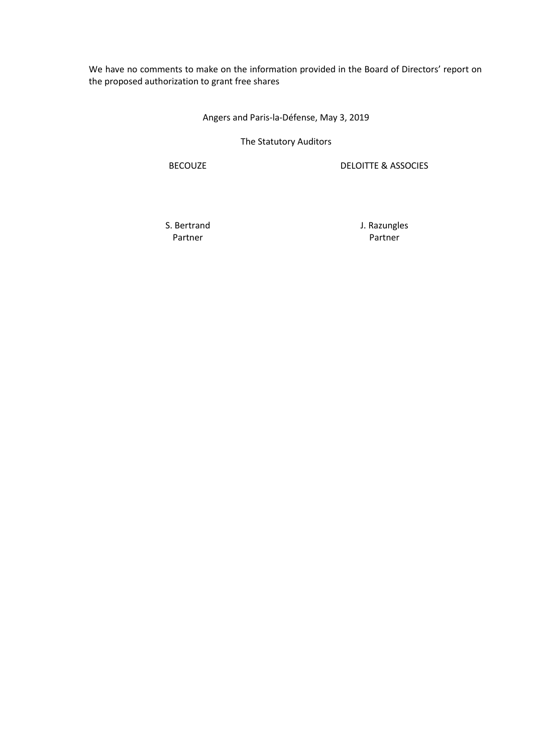We have no comments to make on the information provided in the Board of Directors' report on the proposed authorization to grant free shares

Angers and Paris-la-Défense, May 3, 2019

The Statutory Auditors

| | |
|---|---|
| BECOUZE | DELOITTE & ASSOCIES |
| S. Bertrand<br>Partner | J. Razungles<br>Partner |